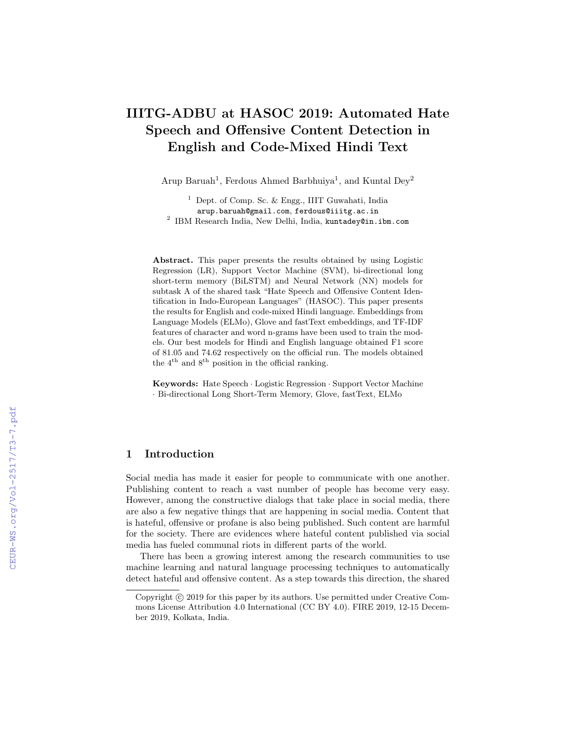# IIITG-ADBU at HASOC 2019: Automated Hate Speech and Offensive Content Detection in English and Code-Mixed Hindi Text

Arup Baruah[1], Ferdous Ahmed Barbhuiya[1], and Kuntal Dey[2]

[1] Dept. of Comp. Sc. & Engg., IIIT Guwahati, India
arup.baruah@gmail.com, ferdous@iiitg.ac.in
[2] IBM Research India, New Delhi, India, kuntadey@in.ibm.com

**Abstract.** This paper presents the results obtained by using Logistic Regression (LR), Support Vector Machine (SVM), bi-directional long short-term memory (BiLSTM) and Neural Network (NN) models for subtask A of the shared task "Hate Speech and Offensive Content Identification in Indo-European Languages" (HASOC). This paper presents the results for English and code-mixed Hindi language. Embeddings from Language Models (ELMo), Glove and fastText embeddings, and TF-IDF features of character and word n-grams have been used to train the models. Our best models for Hindi and English language obtained F1 score of 81.05 and 74.62 respectively on the official run. The models obtained the 4$^{\text{th}}$ and 8$^{\text{th}}$ position in the official ranking.

**Keywords:** Hate Speech · Logistic Regression · Support Vector Machine · Bi-directional Long Short-Term Memory, Glove, fastText, ELMo

## 1 Introduction

Social media has made it easier for people to communicate with one another. Publishing content to reach a vast number of people has become very easy. However, among the constructive dialogs that take place in social media, there are also a few negative things that are happening in social media. Content that is hateful, offensive or profane is also being published. Such content are harmful for the society. There are evidences where hateful content published via social media has fueled communal riots in different parts of the world.

There has been a growing interest among the research communities to use machine learning and natural language processing techniques to automatically detect hateful and offensive content. As a step towards this direction, the shared

Copyright © 2019 for this paper by its authors. Use permitted under Creative Commons License Attribution 4.0 International (CC BY 4.0). FIRE 2019, 12-15 December 2019, Kolkata, India.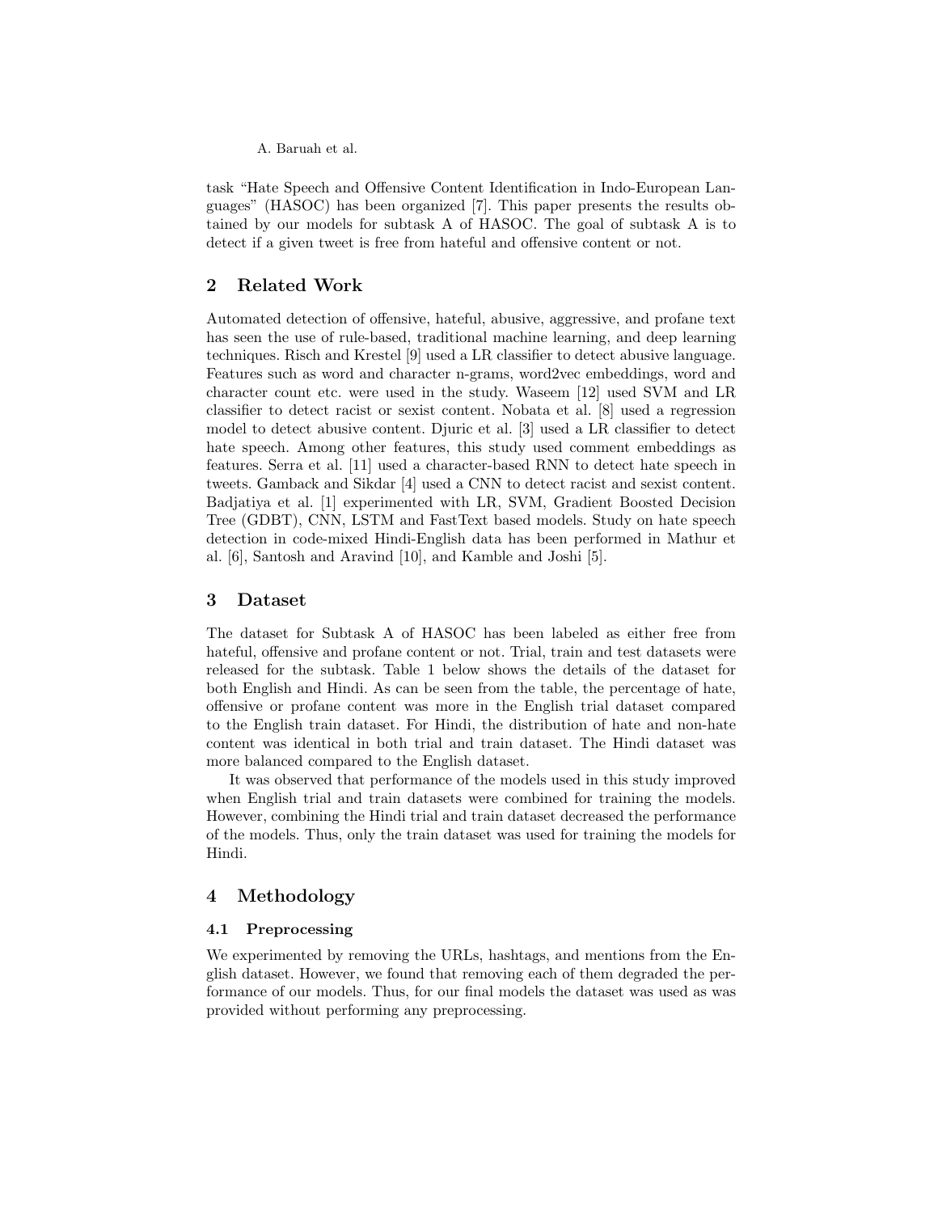task “Hate Speech and Offensive Content Identification in Indo-European Languages” (HASOC) has been organized [7]. This paper presents the results obtained by our models for subtask A of HASOC. The goal of subtask A is to detect if a given tweet is free from hateful and offensive content or not.

## 2 Related Work

Automated detection of offensive, hateful, abusive, aggressive, and profane text has seen the use of rule-based, traditional machine learning, and deep learning techniques. Risch and Krestel [9] used a LR classifier to detect abusive language. Features such as word and character n-grams, word2vec embeddings, word and character count etc. were used in the study. Waseem [12] used SVM and LR classifier to detect racist or sexist content. Nobata et al. [8] used a regression model to detect abusive content. Djuric et al. [3] used a LR classifier to detect hate speech. Among other features, this study used comment embeddings as features. Serra et al. [11] used a character-based RNN to detect hate speech in tweets. Gamback and Sikdar [4] used a CNN to detect racist and sexist content. Badjatiya et al. [1] experimented with LR, SVM, Gradient Boosted Decision Tree (GDBT), CNN, LSTM and FastText based models. Study on hate speech detection in code-mixed Hindi-English data has been performed in Mathur et al. [6], Santosh and Aravind [10], and Kamble and Joshi [5].

## 3 Dataset

The dataset for Subtask A of HASOC has been labeled as either free from hateful, offensive and profane content or not. Trial, train and test datasets were released for the subtask. Table 1 below shows the details of the dataset for both English and Hindi. As can be seen from the table, the percentage of hate, offensive or profane content was more in the English trial dataset compared to the English train dataset. For Hindi, the distribution of hate and non-hate content was identical in both trial and train dataset. The Hindi dataset was more balanced compared to the English dataset.

It was observed that performance of the models used in this study improved when English trial and train datasets were combined for training the models. However, combining the Hindi trial and train dataset decreased the performance of the models. Thus, only the train dataset was used for training the models for Hindi.

## 4 Methodology

### 4.1 Preprocessing

We experimented by removing the URLs, hashtags, and mentions from the English dataset. However, we found that removing each of them degraded the performance of our models. Thus, for our final models the dataset was used as was provided without performing any preprocessing.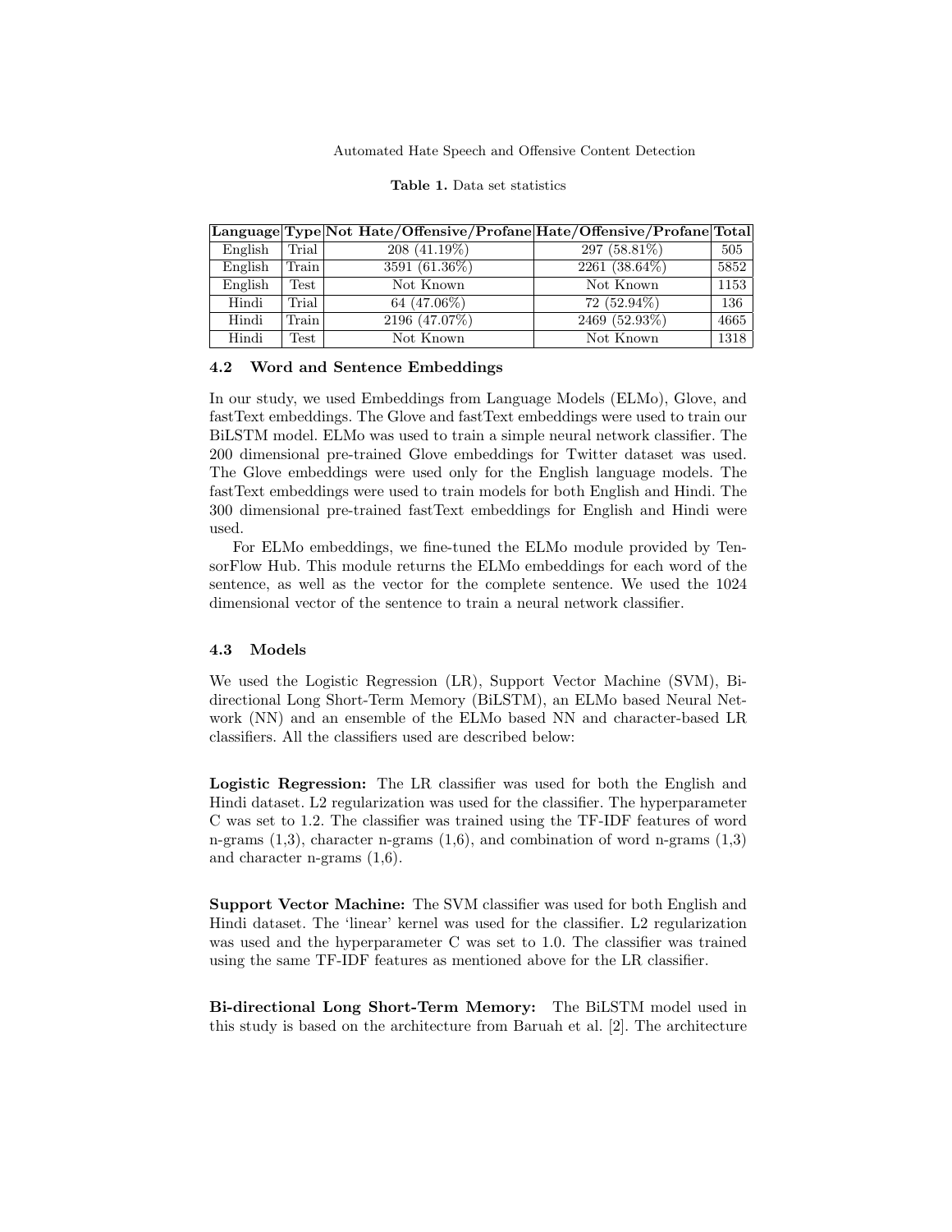**Table 1.** Data set statistics

| Language | Type | Not Hate/Offensive/Profane | Hate/Offensive/Profane | Total |
|---|---|---|---|---|
| English | Trial | 208 (41.19%) | 297 (58.81%) | 505 |
| English | Train | 3591 (61.36%) | 2261 (38.64%) | 5852 |
| English | Test | Not Known | Not Known | 1153 |
| Hindi | Trial | 64 (47.06%) | 72 (52.94%) | 136 |
| Hindi | Train | 2196 (47.07%) | 2469 (52.93%) | 4665 |
| Hindi | Test | Not Known | Not Known | 1318 |

### 4.2 Word and Sentence Embeddings

In our study, we used Embeddings from Language Models (ELMo), Glove, and fastText embeddings. The Glove and fastText embeddings were used to train our BiLSTM model. ELMo was used to train a simple neural network classifier. The 200 dimensional pre-trained Glove embeddings for Twitter dataset was used. The Glove embeddings were used only for the English language models. The fastText embeddings were used to train models for both English and Hindi. The 300 dimensional pre-trained fastText embeddings for English and Hindi were used.

For ELMo embeddings, we fine-tuned the ELMo module provided by TensorFlow Hub. This module returns the ELMo embeddings for each word of the sentence, as well as the vector for the complete sentence. We used the 1024 dimensional vector of the sentence to train a neural network classifier.

### 4.3 Models

We used the Logistic Regression (LR), Support Vector Machine (SVM), Bi-directional Long Short-Term Memory (BiLSTM), an ELMo based Neural Network (NN) and an ensemble of the ELMo based NN and character-based LR classifiers. All the classifiers used are described below:

**Logistic Regression:** The LR classifier was used for both the English and Hindi dataset. L2 regularization was used for the classifier. The hyperparameter C was set to 1.2. The classifier was trained using the TF-IDF features of word n-grams (1,3), character n-grams (1,6), and combination of word n-grams (1,3) and character n-grams (1,6).

**Support Vector Machine:** The SVM classifier was used for both English and Hindi dataset. The 'linear' kernel was used for the classifier. L2 regularization was used and the hyperparameter C was set to 1.0. The classifier was trained using the same TF-IDF features as mentioned above for the LR classifier.

**Bi-directional Long Short-Term Memory:** The BiLSTM model used in this study is based on the architecture from Baruah et al. [2]. The architecture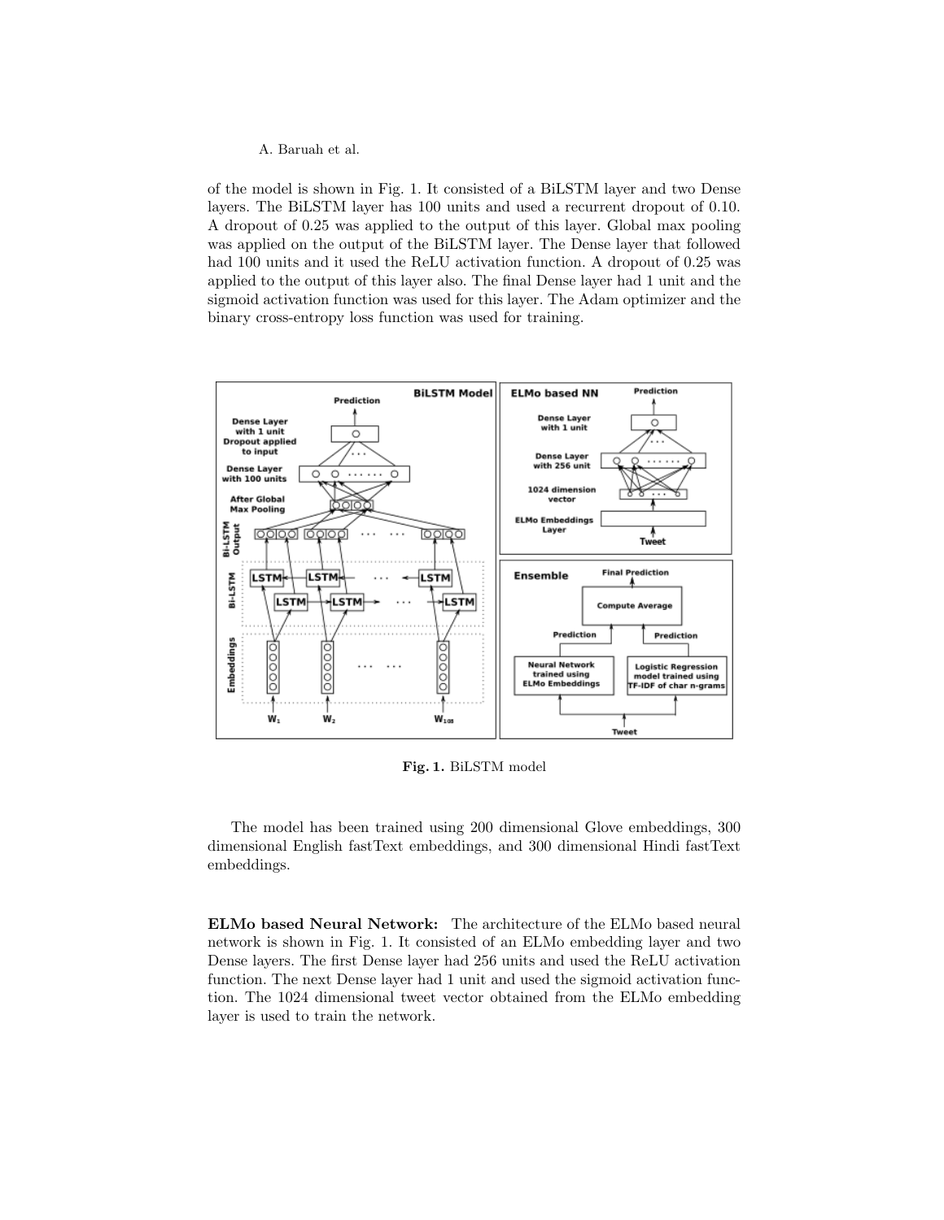of the model is shown in Fig. 1. It consisted of a BiLSTM layer and two Dense layers. The BiLSTM layer has 100 units and used a recurrent dropout of 0.10. A dropout of 0.25 was applied to the output of this layer. Global max pooling was applied on the output of the BiLSTM layer. The Dense layer that followed had 100 units and it used the ReLU activation function. A dropout of 0.25 was applied to the output of this layer also. The final Dense layer had 1 unit and the sigmoid activation function was used for this layer. The Adam optimizer and the binary cross-entropy loss function was used for training.

**Fig. 1.** BiLSTM model

The model has been trained using 200 dimensional Glove embeddings, 300 dimensional English fastText embeddings, and 300 dimensional Hindi fastText embeddings.

**ELMo based Neural Network:** The architecture of the ELMo based neural network is shown in Fig. 1. It consisted of an ELMo embedding layer and two Dense layers. The first Dense layer had 256 units and used the ReLU activation function. The next Dense layer had 1 unit and used the sigmoid activation function. The 1024 dimensional tweet vector obtained from the ELMo embedding layer is used to train the network.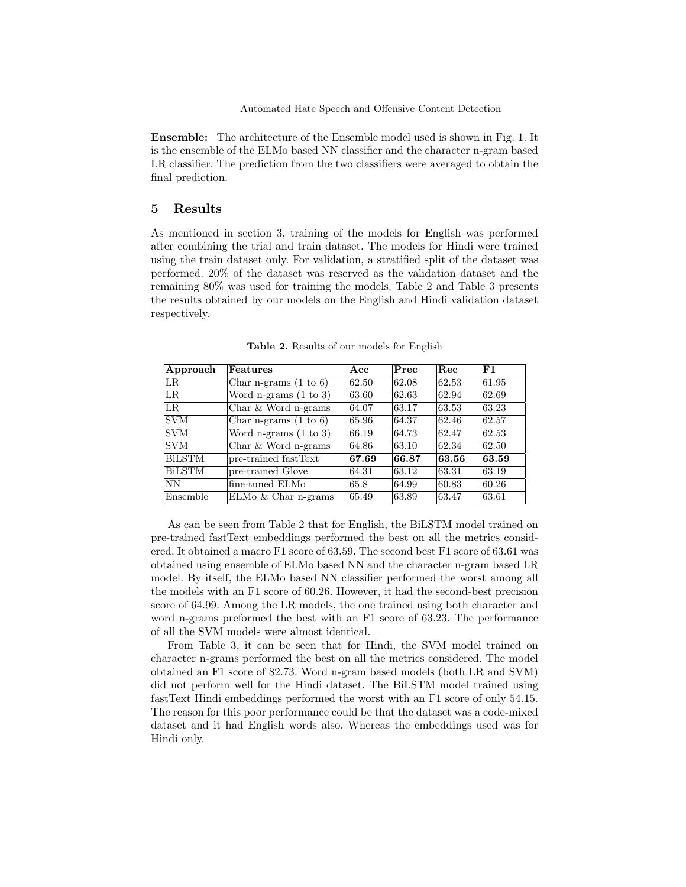**Ensemble:** The architecture of the Ensemble model used is shown in Fig. 1. It is the ensemble of the ELMo based NN classifier and the character n-gram based LR classifier. The prediction from the two classifiers were averaged to obtain the final prediction.

## 5 Results

As mentioned in section 3, training of the models for English was performed after combining the trial and train dataset. The models for Hindi were trained using the train dataset only. For validation, a stratified split of the dataset was performed. 20% of the dataset was reserved as the validation dataset and the remaining 80% was used for training the models. Table 2 and Table 3 presents the results obtained by our models on the English and Hindi validation dataset respectively.

**Table 2.** Results of our models for English

| Approach | Features | Acc | Prec | Rec | F1 |
|---|---|---|---|---|---|
| LR | Char n-grams (1 to 6) | 62.50 | 62.08 | 62.53 | 61.95 |
| LR | Word n-grams (1 to 3) | 63.60 | 62.63 | 62.94 | 62.69 |
| LR | Char & Word n-grams | 64.07 | 63.17 | 63.53 | 63.23 |
| SVM | Char n-grams (1 to 6) | 65.96 | 64.37 | 62.46 | 62.57 |
| SVM | Word n-grams (1 to 3) | 66.19 | 64.73 | 62.47 | 62.53 |
| SVM | Char & Word n-grams | 64.86 | 63.10 | 62.34 | 62.50 |
| BiLSTM | pre-trained fastText | **67.69** | **66.87** | **63.56** | **63.59** |
| BiLSTM | pre-trained Glove | 64.31 | 63.12 | 63.31 | 63.19 |
| NN | fine-tuned ELMo | 65.8 | 64.99 | 60.83 | 60.26 |
| Ensemble | ELMo & Char n-grams | 65.49 | 63.89 | 63.47 | 63.61 |

As can be seen from Table 2 that for English, the BiLSTM model trained on pre-trained fastText embeddings performed the best on all the metrics considered. It obtained a macro F1 score of 63.59. The second best F1 score of 63.61 was obtained using ensemble of ELMo based NN and the character n-gram based LR model. By itself, the ELMo based NN classifier performed the worst among all the models with an F1 score of 60.26. However, it had the second-best precision score of 64.99. Among the LR models, the one trained using both character and word n-grams preformed the best with an F1 score of 63.23. The performance of all the SVM models were almost identical.

From Table 3, it can be seen that for Hindi, the SVM model trained on character n-grams performed the best on all the metrics considered. The model obtained an F1 score of 82.73. Word n-gram based models (both LR and SVM) did not perform well for the Hindi dataset. The BiLSTM model trained using fastText Hindi embeddings performed the worst with an F1 score of only 54.15. The reason for this poor performance could be that the dataset was a code-mixed dataset and it had English words also. Whereas the embeddings used was for Hindi only.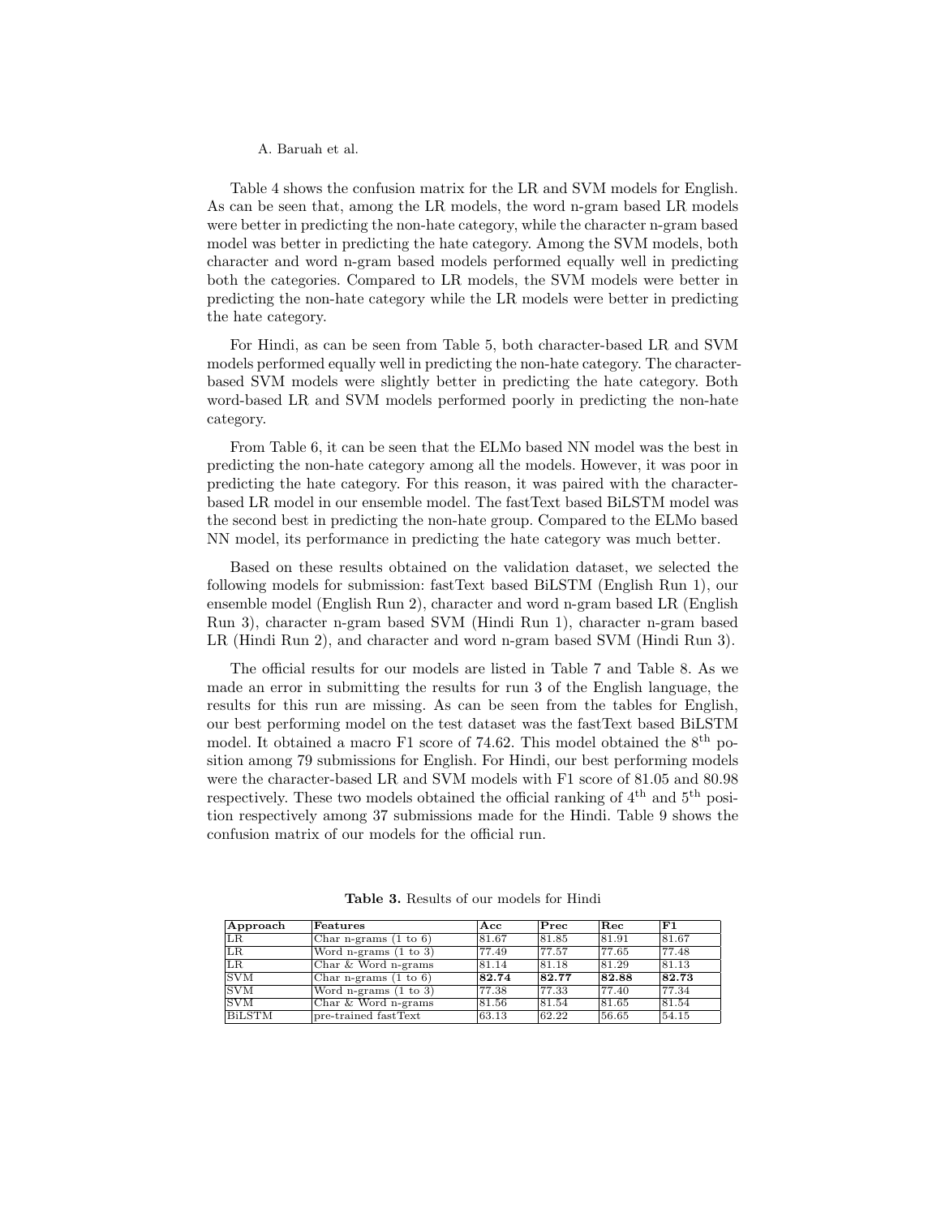Table 4 shows the confusion matrix for the LR and SVM models for English. As can be seen that, among the LR models, the word n-gram based LR models were better in predicting the non-hate category, while the character n-gram based model was better in predicting the hate category. Among the SVM models, both character and word n-gram based models performed equally well in predicting both the categories. Compared to LR models, the SVM models were better in predicting the non-hate category while the LR models were better in predicting the hate category.

For Hindi, as can be seen from Table 5, both character-based LR and SVM models performed equally well in predicting the non-hate category. The character-based SVM models were slightly better in predicting the hate category. Both word-based LR and SVM models performed poorly in predicting the non-hate category.

From Table 6, it can be seen that the ELMo based NN model was the best in predicting the non-hate category among all the models. However, it was poor in predicting the hate category. For this reason, it was paired with the character-based LR model in our ensemble model. The fastText based BiLSTM model was the second best in predicting the non-hate group. Compared to the ELMo based NN model, its performance in predicting the hate category was much better.

Based on these results obtained on the validation dataset, we selected the following models for submission: fastText based BiLSTM (English Run 1), our ensemble model (English Run 2), character and word n-gram based LR (English Run 3), character n-gram based SVM (Hindi Run 1), character n-gram based LR (Hindi Run 2), and character and word n-gram based SVM (Hindi Run 3).

The official results for our models are listed in Table 7 and Table 8. As we made an error in submitting the results for run 3 of the English language, the results for this run are missing. As can be seen from the tables for English, our best performing model on the test dataset was the fastText based BiLSTM model. It obtained a macro F1 score of 74.62. This model obtained the 8$^{\text{th}}$ position among 79 submissions for English. For Hindi, our best performing models were the character-based LR and SVM models with F1 score of 81.05 and 80.98 respectively. These two models obtained the official ranking of 4$^{\text{th}}$ and 5$^{\text{th}}$ position respectively among 37 submissions made for the Hindi. Table 9 shows the confusion matrix of our models for the official run.

**Table 3.** Results of our models for Hindi

| Approach | Features | Acc | Prec | Rec | F1 |
|---|---|---|---|---|---|
| LR | Char n-grams (1 to 6) | 81.67 | 81.85 | 81.91 | 81.67 |
| LR | Word n-grams (1 to 3) | 77.49 | 77.57 | 77.65 | 77.48 |
| LR | Char & Word n-grams | 81.14 | 81.18 | 81.29 | 81.13 |
| SVM | Char n-grams (1 to 6) | **82.74** | **82.77** | **82.88** | **82.73** |
| SVM | Word n-grams (1 to 3) | 77.38 | 77.33 | 77.40 | 77.34 |
| SVM | Char & Word n-grams | 81.56 | 81.54 | 81.65 | 81.54 |
| BiLSTM | pre-trained fastText | 63.13 | 62.22 | 56.65 | 54.15 |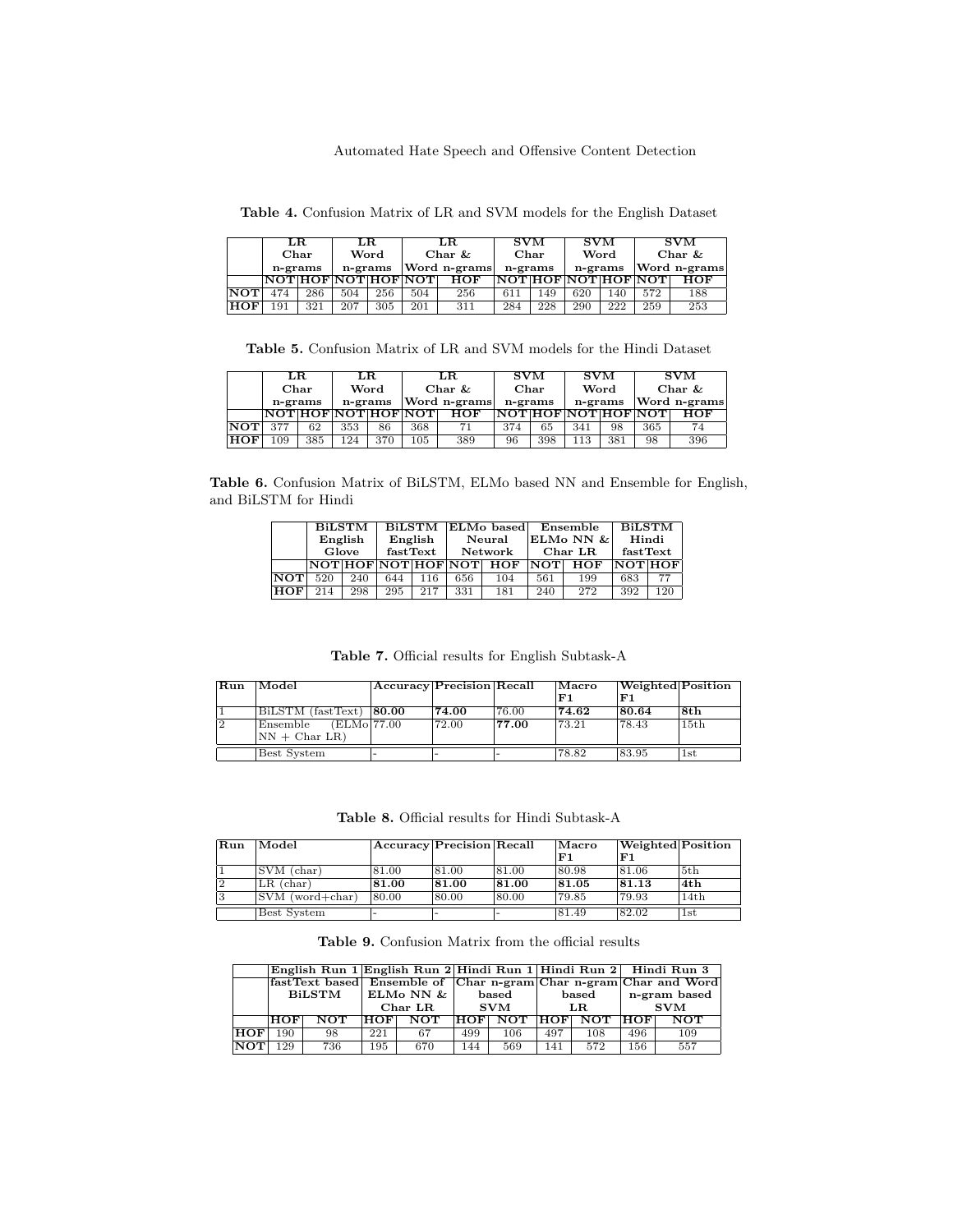**Table 4.** Confusion Matrix of LR and SVM models for the English Dataset

| | LR Char n-grams | | LR Word n-grams | | LR Char & Word n-grams | | SVM Char n-grams | | SVM Word n-grams | | SVM Char & Word n-grams | |
|---|---|---|---|---|---|---|---|---|---|---|---|---|
| | **NOT** | **HOF** | **NOT** | **HOF** | **NOT** | **HOF** | **NOT** | **HOF** | **NOT** | **HOF** | **NOT** | **HOF** |
| **NOT** | 474 | 286 | 504 | 256 | 504 | 256 | 611 | 149 | 620 | 140 | 572 | 188 |
| **HOF** | 191 | 321 | 207 | 305 | 201 | 311 | 284 | 228 | 290 | 222 | 259 | 253 |

**Table 5.** Confusion Matrix of LR and SVM models for the Hindi Dataset

| | LR Char n-grams | | LR Word n-grams | | LR Char & Word n-grams | | SVM Char n-grams | | SVM Word n-grams | | SVM Char & Word n-grams | |
|---|---|---|---|---|---|---|---|---|---|---|---|---|
| | **NOT** | **HOF** | **NOT** | **HOF** | **NOT** | **HOF** | **NOT** | **HOF** | **NOT** | **HOF** | **NOT** | **HOF** |
| **NOT** | 377 | 62 | 353 | 86 | 368 | 71 | 374 | 65 | 341 | 98 | 365 | 74 |
| **HOF** | 109 | 385 | 124 | 370 | 105 | 389 | 96 | 398 | 113 | 381 | 98 | 396 |

**Table 6.** Confusion Matrix of BiLSTM, ELMo based NN and Ensemble for English, and BiLSTM for Hindi

| | BiLSTM English Glove | | BiLSTM English fastText | | ELMo based Neural Network | | Ensemble ELMo NN & Char LR | | BiLSTM Hindi fastText | |
|---|---|---|---|---|---|---|---|---|---|---|
| | **NOT** | **HOF** | **NOT** | **HOF** | **NOT** | **HOF** | **NOT** | **HOF** | **NOT** | **HOF** |
| **NOT** | 520 | 240 | 644 | 116 | 656 | 104 | 561 | 199 | 683 | 77 |
| **HOF** | 214 | 298 | 295 | 217 | 331 | 181 | 240 | 272 | 392 | 120 |

**Table 7.** Official results for English Subtask-A

| Run | Model | Accuracy | Precision | Recall | Macro F1 | Weighted F1 | Position |
|---|---|---|---|---|---|---|---|
| 1 | BiLSTM (fastText) | **80.00** | **74.00** | 76.00 | **74.62** | **80.64** | **8th** |
| 2 | Ensemble (ELMo NN + Char LR) | 77.00 | 72.00 | **77.00** | 73.21 | 78.43 | 15th |
| | Best System | - | - | - | 78.82 | 83.95 | 1st |

**Table 8.** Official results for Hindi Subtask-A

| Run | Model | Accuracy | Precision | Recall | Macro F1 | Weighted F1 | Position |
|---|---|---|---|---|---|---|---|
| 1 | SVM (char) | 81.00 | 81.00 | 81.00 | 80.98 | 81.06 | 5th |
| 2 | LR (char) | **81.00** | **81.00** | **81.00** | **81.05** | **81.13** | **4th** |
| 3 | SVM (word+char) | 80.00 | 80.00 | 80.00 | 79.85 | 79.93 | 14th |
| | Best System | - | - | - | 81.49 | 82.02 | 1st |

**Table 9.** Confusion Matrix from the official results

| | English Run 1 fastText based BiLSTM | | English Run 2 Ensemble of ELMo NN & Char LR | | Hindi Run 1 Char n-gram based SVM | | Hindi Run 2 Char n-gram based LR | | Hindi Run 3 Char and Word n-gram based SVM | |
|---|---|---|---|---|---|---|---|---|---|---|
| | **HOF** | **NOT** | **HOF** | **NOT** | **HOF** | **NOT** | **HOF** | **NOT** | **HOF** | **NOT** |
| **HOF** | 190 | 98 | 221 | 67 | 499 | 106 | 497 | 108 | 496 | 109 |
| **NOT** | 129 | 736 | 195 | 670 | 144 | 569 | 141 | 572 | 156 | 557 |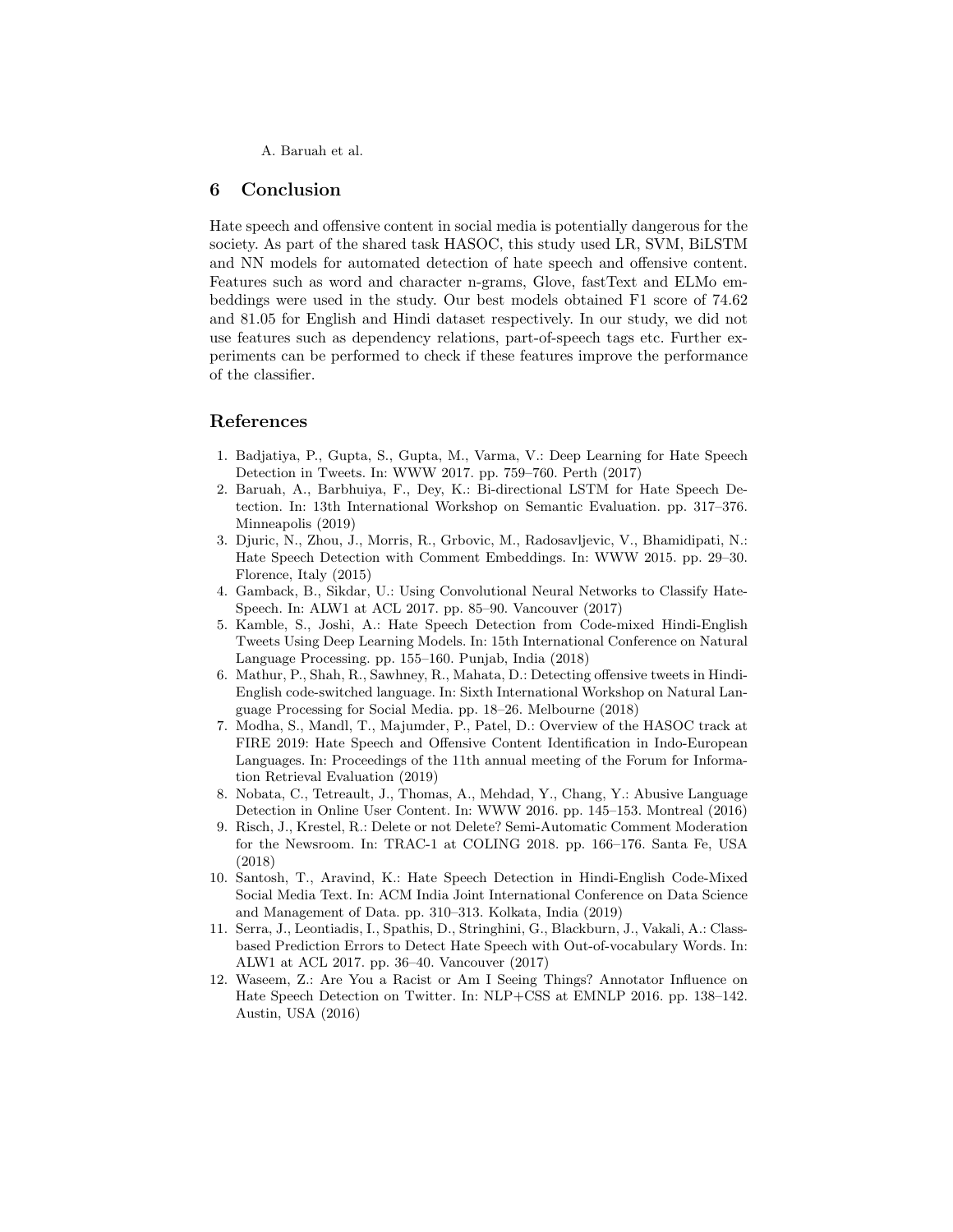## 6 Conclusion

Hate speech and offensive content in social media is potentially dangerous for the society. As part of the shared task HASOC, this study used LR, SVM, BiLSTM and NN models for automated detection of hate speech and offensive content. Features such as word and character n-grams, Glove, fastText and ELMo embeddings were used in the study. Our best models obtained F1 score of 74.62 and 81.05 for English and Hindi dataset respectively. In our study, we did not use features such as dependency relations, part-of-speech tags etc. Further experiments can be performed to check if these features improve the performance of the classifier.

## References

1. Badjatiya, P., Gupta, S., Gupta, M., Varma, V.: Deep Learning for Hate Speech Detection in Tweets. In: WWW 2017. pp. 759–760. Perth (2017)
2. Baruah, A., Barbhuiya, F., Dey, K.: Bi-directional LSTM for Hate Speech Detection. In: 13th International Workshop on Semantic Evaluation. pp. 317–376. Minneapolis (2019)
3. Djuric, N., Zhou, J., Morris, R., Grbovic, M., Radosavljevic, V., Bhamidipati, N.: Hate Speech Detection with Comment Embeddings. In: WWW 2015. pp. 29–30. Florence, Italy (2015)
4. Gamback, B., Sikdar, U.: Using Convolutional Neural Networks to Classify Hate-Speech. In: ALW1 at ACL 2017. pp. 85–90. Vancouver (2017)
5. Kamble, S., Joshi, A.: Hate Speech Detection from Code-mixed Hindi-English Tweets Using Deep Learning Models. In: 15th International Conference on Natural Language Processing. pp. 155–160. Punjab, India (2018)
6. Mathur, P., Shah, R., Sawhney, R., Mahata, D.: Detecting offensive tweets in Hindi-English code-switched language. In: Sixth International Workshop on Natural Language Processing for Social Media. pp. 18–26. Melbourne (2018)
7. Modha, S., Mandl, T., Majumder, P., Patel, D.: Overview of the HASOC track at FIRE 2019: Hate Speech and Offensive Content Identification in Indo-European Languages. In: Proceedings of the 11th annual meeting of the Forum for Information Retrieval Evaluation (2019)
8. Nobata, C., Tetreault, J., Thomas, A., Mehdad, Y., Chang, Y.: Abusive Language Detection in Online User Content. In: WWW 2016. pp. 145–153. Montreal (2016)
9. Risch, J., Krestel, R.: Delete or not Delete? Semi-Automatic Comment Moderation for the Newsroom. In: TRAC-1 at COLING 2018. pp. 166–176. Santa Fe, USA (2018)
10. Santosh, T., Aravind, K.: Hate Speech Detection in Hindi-English Code-Mixed Social Media Text. In: ACM India Joint International Conference on Data Science and Management of Data. pp. 310–313. Kolkata, India (2019)
11. Serra, J., Leontiadis, I., Spathis, D., Stringhini, G., Blackburn, J., Vakali, A.: Class-based Prediction Errors to Detect Hate Speech with Out-of-vocabulary Words. In: ALW1 at ACL 2017. pp. 36–40. Vancouver (2017)
12. Waseem, Z.: Are You a Racist or Am I Seeing Things? Annotator Influence on Hate Speech Detection on Twitter. In: NLP+CSS at EMNLP 2016. pp. 138–142. Austin, USA (2016)